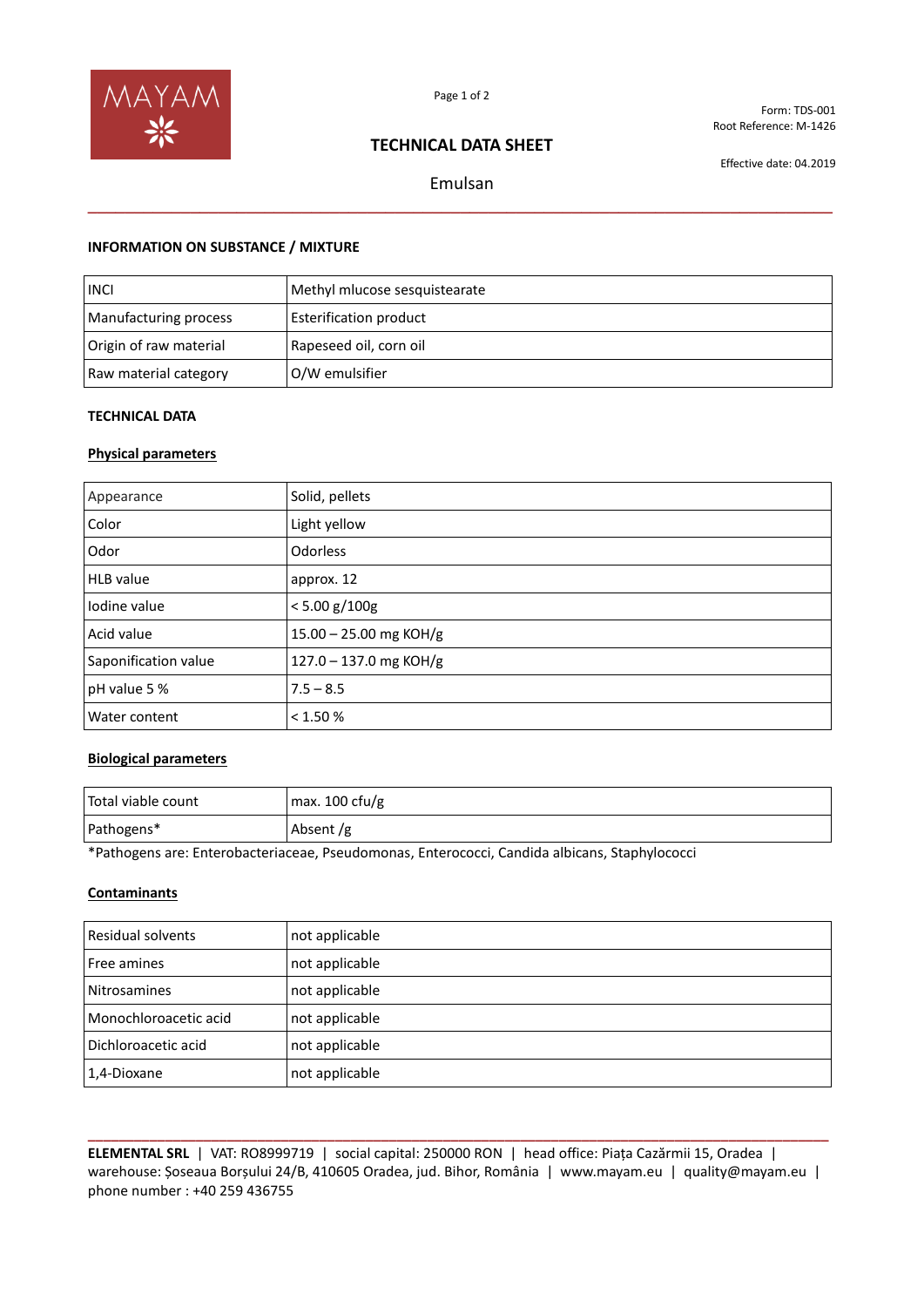Form: TDS-001
Root Reference: M-1426

# TECHNICAL DATA SHEET

Effective date: 04.2019

## Emulsan

### INFORMATION ON SUBSTANCE / MIXTURE

| | |
|---|---|
| INCI | Methyl mlucose sesquistearate |
| Manufacturing process | Esterification product |
| Origin of raw material | Rapeseed oil, corn oil |
| Raw material category | O/W emulsifier |

### TECHNICAL DATA

#### Physical parameters

| | |
|---|---|
| Appearance | Solid, pellets |
| Color | Light yellow |
| Odor | Odorless |
| HLB value | approx. 12 |
| Iodine value | < 5.00 g/100g |
| Acid value | 15.00 – 25.00 mg KOH/g |
| Saponification value | 127.0 – 137.0 mg KOH/g |
| pH value 5 % | 7.5 – 8.5 |
| Water content | < 1.50 % |

#### Biological parameters

| | |
|---|---|
| Total viable count | max. 100 cfu/g |
| Pathogens* | Absent /g |

*Pathogens are: Enterobacteriaceae, Pseudomonas, Enterococci, Candida albicans, Staphylococci

#### Contaminants

| | |
|---|---|
| Residual solvents | not applicable |
| Free amines | not applicable |
| Nitrosamines | not applicable |
| Monochloroacetic acid | not applicable |
| Dichloroacetic acid | not applicable |
| 1,4-Dioxane | not applicable |

**ELEMENTAL SRL** | VAT: RO8999719 | social capital: 250000 RON | head office: Piața Cazărmii 15, Oradea | warehouse: Șoseaua Borșului 24/B, 410605 Oradea, jud. Bihor, România | www.mayam.eu | quality@mayam.eu | phone number : +40 259 436755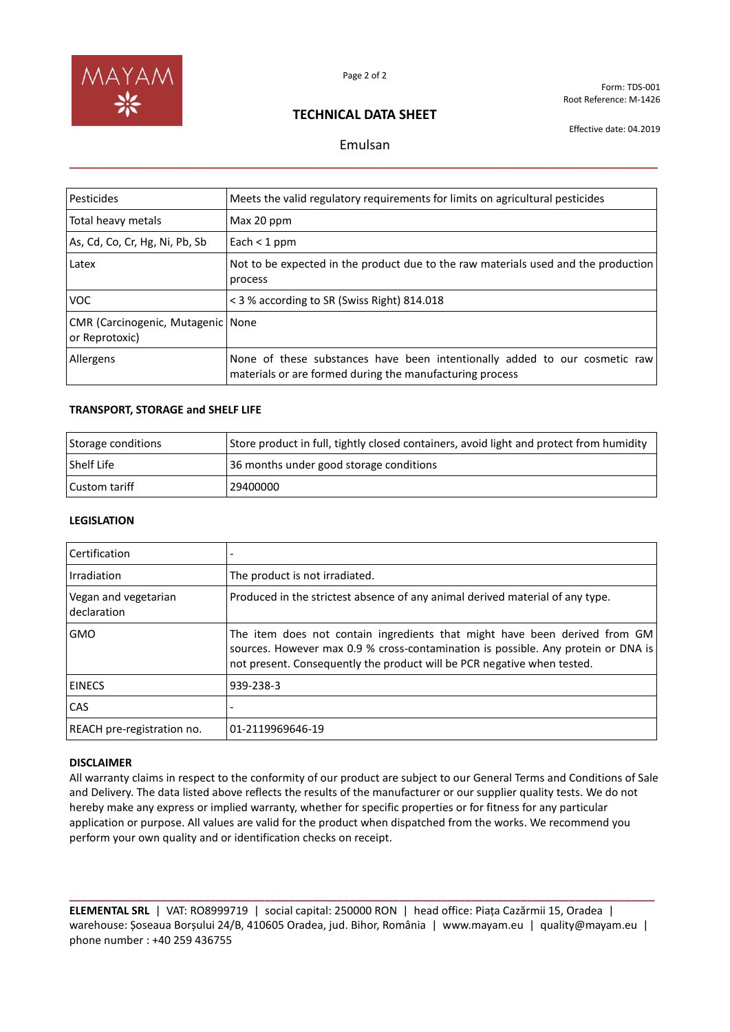| | |
|---|---|
| Pesticides | Meets the valid regulatory requirements for limits on agricultural pesticides |
| Total heavy metals | Max 20 ppm |
| As, Cd, Co, Cr, Hg, Ni, Pb, Sb | Each < 1 ppm |
| Latex | Not to be expected in the product due to the raw materials used and the production process |
| VOC | < 3 % according to SR (Swiss Right) 814.018 |
| CMR (Carcinogenic, Mutagenic or Reprotoxic) | None |
| Allergens | None of these substances have been intentionally added to our cosmetic raw materials or are formed during the manufacturing process |

## TRANSPORT, STORAGE and SHELF LIFE

| | |
|---|---|
| Storage conditions | Store product in full, tightly closed containers, avoid light and protect from humidity |
| Shelf Life | 36 months under good storage conditions |
| Custom tariff | 29400000 |

## LEGISLATION

| | |
|---|---|
| Certification | - |
| Irradiation | The product is not irradiated. |
| Vegan and vegetarian declaration | Produced in the strictest absence of any animal derived material of any type. |
| GMO | The item does not contain ingredients that might have been derived from GM sources. However max 0.9 % cross-contamination is possible. Any protein or DNA is not present. Consequently the product will be PCR negative when tested. |
| EINECS | 939-238-3 |
| CAS | - |
| REACH pre-registration no. | 01-2119969646-19 |

## DISCLAIMER

All warranty claims in respect to the conformity of our product are subject to our General Terms and Conditions of Sale and Delivery. The data listed above reflects the results of the manufacturer or our supplier quality tests. We do not hereby make any express or implied warranty, whether for specific properties or for fitness for any particular application or purpose. All values are valid for the product when dispatched from the works. We recommend you perform your own quality and or identification checks on receipt.

**ELEMENTAL SRL** | VAT: RO8999719 | social capital: 250000 RON | head office: Piața Cazărmii 15, Oradea | warehouse: Șoseaua Borșului 24/B, 410605 Oradea, jud. Bihor, România | www.mayam.eu | quality@mayam.eu | phone number : +40 259 436755